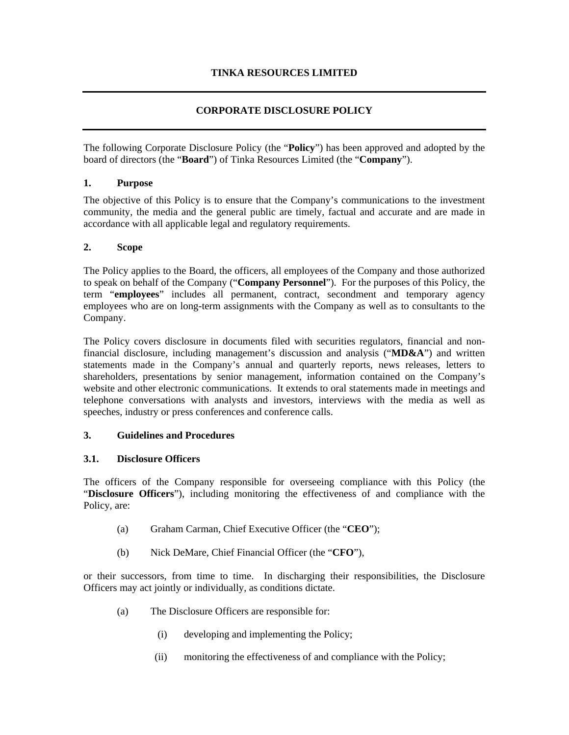# TINKA RESOURCES LIMITED

---

## CORPORATE DISCLOSURE POLICY

---

The following Corporate Disclosure Policy (the "**Policy**") has been approved and adopted by the board of directors (the "**Board**") of Tinka Resources Limited (the "**Company**").

### 1. Purpose

The objective of this Policy is to ensure that the Company's communications to the investment community, the media and the general public are timely, factual and accurate and are made in accordance with all applicable legal and regulatory requirements.

### 2. Scope

The Policy applies to the Board, the officers, all employees of the Company and those authorized to speak on behalf of the Company ("**Company Personnel**"). For the purposes of this Policy, the term "**employees**" includes all permanent, contract, secondment and temporary agency employees who are on long-term assignments with the Company as well as to consultants to the Company.

The Policy covers disclosure in documents filed with securities regulators, financial and non-financial disclosure, including management's discussion and analysis ("**MD&A**") and written statements made in the Company's annual and quarterly reports, news releases, letters to shareholders, presentations by senior management, information contained on the Company's website and other electronic communications. It extends to oral statements made in meetings and telephone conversations with analysts and investors, interviews with the media as well as speeches, industry or press conferences and conference calls.

### 3. Guidelines and Procedures

### 3.1. Disclosure Officers

The officers of the Company responsible for overseeing compliance with this Policy (the "**Disclosure Officers**"), including monitoring the effectiveness of and compliance with the Policy, are:

(a) Graham Carman, Chief Executive Officer (the "**CEO**");

(b) Nick DeMare, Chief Financial Officer (the "**CFO**"),

or their successors, from time to time. In discharging their responsibilities, the Disclosure Officers may act jointly or individually, as conditions dictate.

(a) The Disclosure Officers are responsible for:

(i) developing and implementing the Policy;

(ii) monitoring the effectiveness of and compliance with the Policy;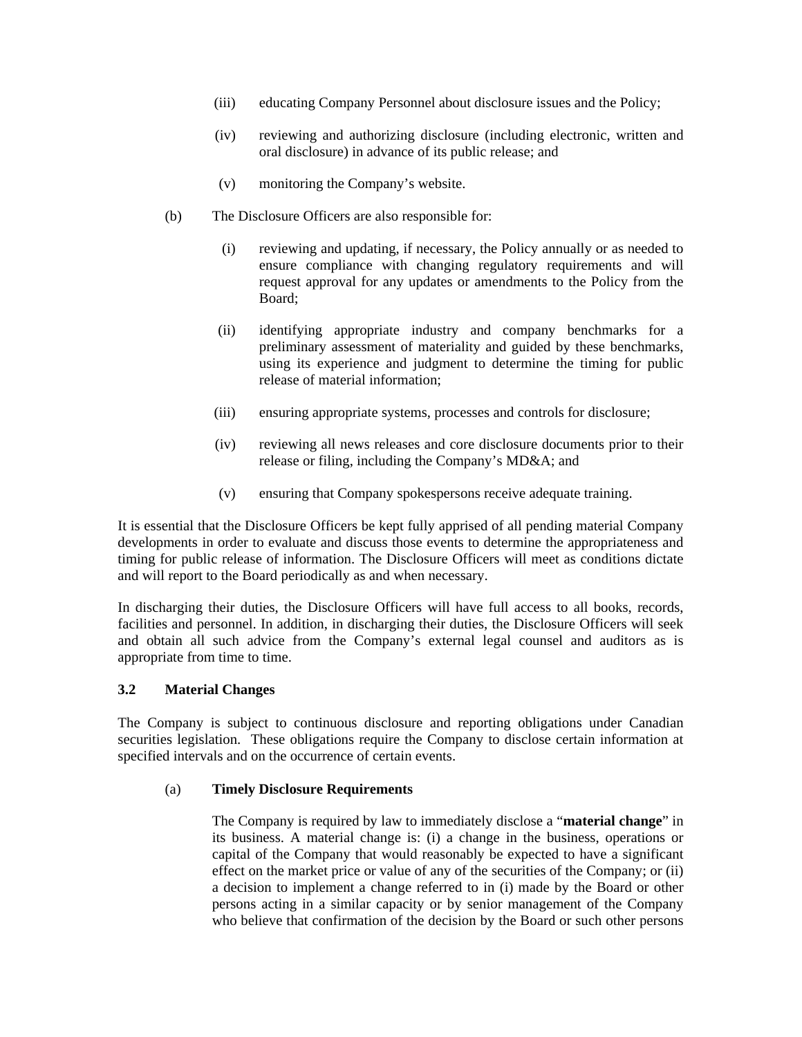(iii) educating Company Personnel about disclosure issues and the Policy;

(iv) reviewing and authorizing disclosure (including electronic, written and oral disclosure) in advance of its public release; and

(v) monitoring the Company's website.

(b) The Disclosure Officers are also responsible for:

(i) reviewing and updating, if necessary, the Policy annually or as needed to ensure compliance with changing regulatory requirements and will request approval for any updates or amendments to the Policy from the Board;

(ii) identifying appropriate industry and company benchmarks for a preliminary assessment of materiality and guided by these benchmarks, using its experience and judgment to determine the timing for public release of material information;

(iii) ensuring appropriate systems, processes and controls for disclosure;

(iv) reviewing all news releases and core disclosure documents prior to their release or filing, including the Company's MD&A; and

(v) ensuring that Company spokespersons receive adequate training.

It is essential that the Disclosure Officers be kept fully apprised of all pending material Company developments in order to evaluate and discuss those events to determine the appropriateness and timing for public release of information. The Disclosure Officers will meet as conditions dictate and will report to the Board periodically as and when necessary.

In discharging their duties, the Disclosure Officers will have full access to all books, records, facilities and personnel. In addition, in discharging their duties, the Disclosure Officers will seek and obtain all such advice from the Company's external legal counsel and auditors as is appropriate from time to time.

### 3.2 Material Changes

The Company is subject to continuous disclosure and reporting obligations under Canadian securities legislation. These obligations require the Company to disclose certain information at specified intervals and on the occurrence of certain events.

(a) **Timely Disclosure Requirements**

The Company is required by law to immediately disclose a "**material change**" in its business. A material change is: (i) a change in the business, operations or capital of the Company that would reasonably be expected to have a significant effect on the market price or value of any of the securities of the Company; or (ii) a decision to implement a change referred to in (i) made by the Board or other persons acting in a similar capacity or by senior management of the Company who believe that confirmation of the decision by the Board or such other persons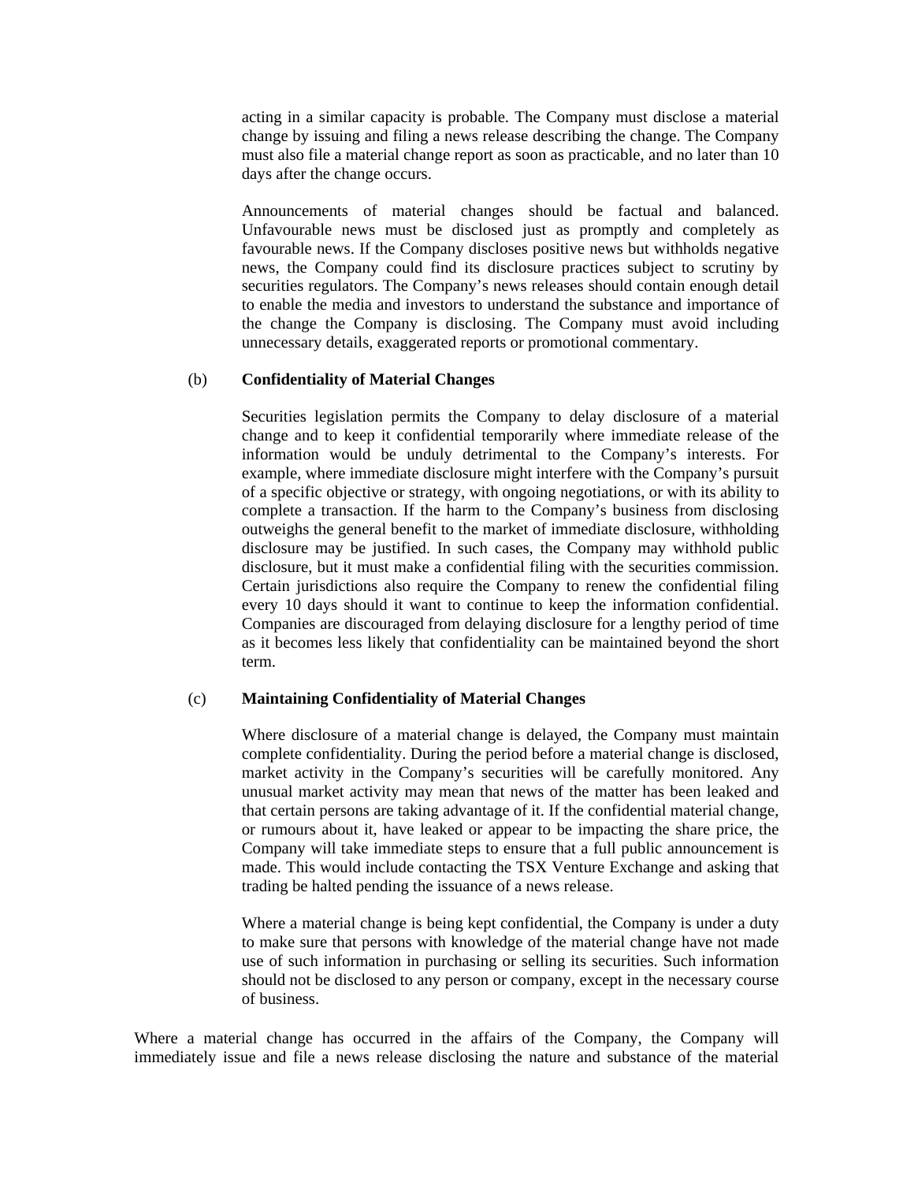acting in a similar capacity is probable. The Company must disclose a material change by issuing and filing a news release describing the change. The Company must also file a material change report as soon as practicable, and no later than 10 days after the change occurs.

Announcements of material changes should be factual and balanced. Unfavourable news must be disclosed just as promptly and completely as favourable news. If the Company discloses positive news but withholds negative news, the Company could find its disclosure practices subject to scrutiny by securities regulators. The Company's news releases should contain enough detail to enable the media and investors to understand the substance and importance of the change the Company is disclosing. The Company must avoid including unnecessary details, exaggerated reports or promotional commentary.

(b) **Confidentiality of Material Changes**

Securities legislation permits the Company to delay disclosure of a material change and to keep it confidential temporarily where immediate release of the information would be unduly detrimental to the Company's interests. For example, where immediate disclosure might interfere with the Company's pursuit of a specific objective or strategy, with ongoing negotiations, or with its ability to complete a transaction. If the harm to the Company's business from disclosing outweighs the general benefit to the market of immediate disclosure, withholding disclosure may be justified. In such cases, the Company may withhold public disclosure, but it must make a confidential filing with the securities commission. Certain jurisdictions also require the Company to renew the confidential filing every 10 days should it want to continue to keep the information confidential. Companies are discouraged from delaying disclosure for a lengthy period of time as it becomes less likely that confidentiality can be maintained beyond the short term.

(c) **Maintaining Confidentiality of Material Changes**

Where disclosure of a material change is delayed, the Company must maintain complete confidentiality. During the period before a material change is disclosed, market activity in the Company's securities will be carefully monitored. Any unusual market activity may mean that news of the matter has been leaked and that certain persons are taking advantage of it. If the confidential material change, or rumours about it, have leaked or appear to be impacting the share price, the Company will take immediate steps to ensure that a full public announcement is made. This would include contacting the TSX Venture Exchange and asking that trading be halted pending the issuance of a news release.

Where a material change is being kept confidential, the Company is under a duty to make sure that persons with knowledge of the material change have not made use of such information in purchasing or selling its securities. Such information should not be disclosed to any person or company, except in the necessary course of business.

Where a material change has occurred in the affairs of the Company, the Company will immediately issue and file a news release disclosing the nature and substance of the material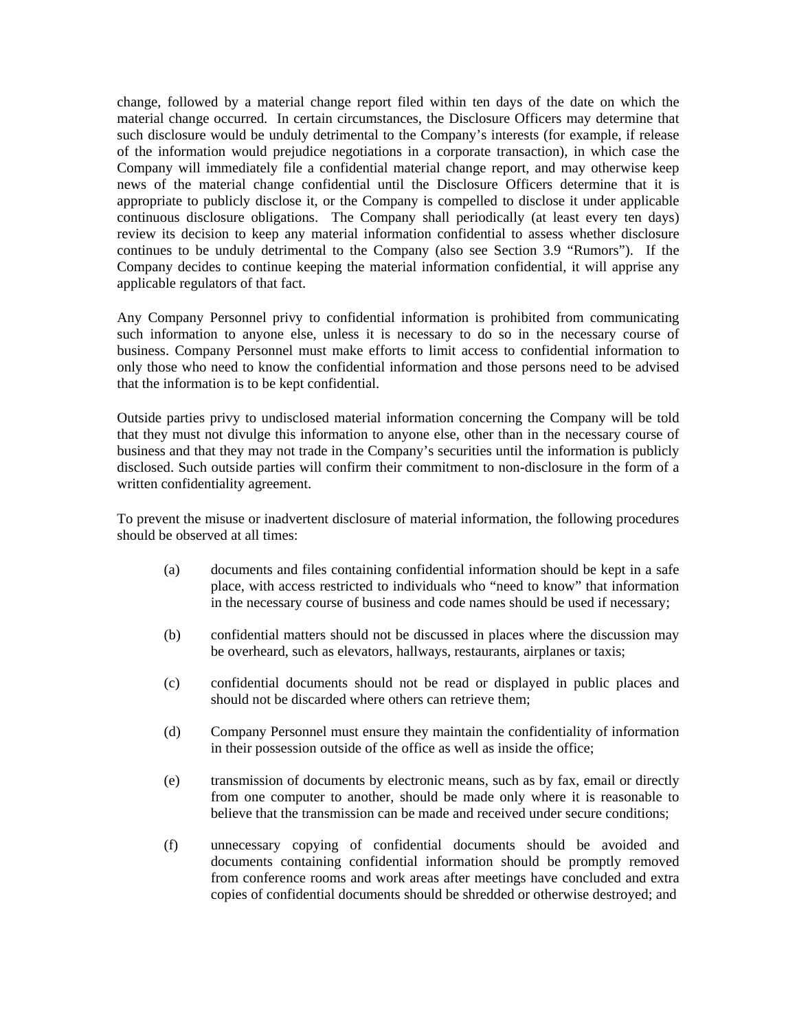change, followed by a material change report filed within ten days of the date on which the material change occurred. In certain circumstances, the Disclosure Officers may determine that such disclosure would be unduly detrimental to the Company's interests (for example, if release of the information would prejudice negotiations in a corporate transaction), in which case the Company will immediately file a confidential material change report, and may otherwise keep news of the material change confidential until the Disclosure Officers determine that it is appropriate to publicly disclose it, or the Company is compelled to disclose it under applicable continuous disclosure obligations. The Company shall periodically (at least every ten days) review its decision to keep any material information confidential to assess whether disclosure continues to be unduly detrimental to the Company (also see Section 3.9 "Rumors"). If the Company decides to continue keeping the material information confidential, it will apprise any applicable regulators of that fact.

Any Company Personnel privy to confidential information is prohibited from communicating such information to anyone else, unless it is necessary to do so in the necessary course of business. Company Personnel must make efforts to limit access to confidential information to only those who need to know the confidential information and those persons need to be advised that the information is to be kept confidential.

Outside parties privy to undisclosed material information concerning the Company will be told that they must not divulge this information to anyone else, other than in the necessary course of business and that they may not trade in the Company's securities until the information is publicly disclosed. Such outside parties will confirm their commitment to non-disclosure in the form of a written confidentiality agreement.

To prevent the misuse or inadvertent disclosure of material information, the following procedures should be observed at all times:

(a) documents and files containing confidential information should be kept in a safe place, with access restricted to individuals who "need to know" that information in the necessary course of business and code names should be used if necessary;

(b) confidential matters should not be discussed in places where the discussion may be overheard, such as elevators, hallways, restaurants, airplanes or taxis;

(c) confidential documents should not be read or displayed in public places and should not be discarded where others can retrieve them;

(d) Company Personnel must ensure they maintain the confidentiality of information in their possession outside of the office as well as inside the office;

(e) transmission of documents by electronic means, such as by fax, email or directly from one computer to another, should be made only where it is reasonable to believe that the transmission can be made and received under secure conditions;

(f) unnecessary copying of confidential documents should be avoided and documents containing confidential information should be promptly removed from conference rooms and work areas after meetings have concluded and extra copies of confidential documents should be shredded or otherwise destroyed; and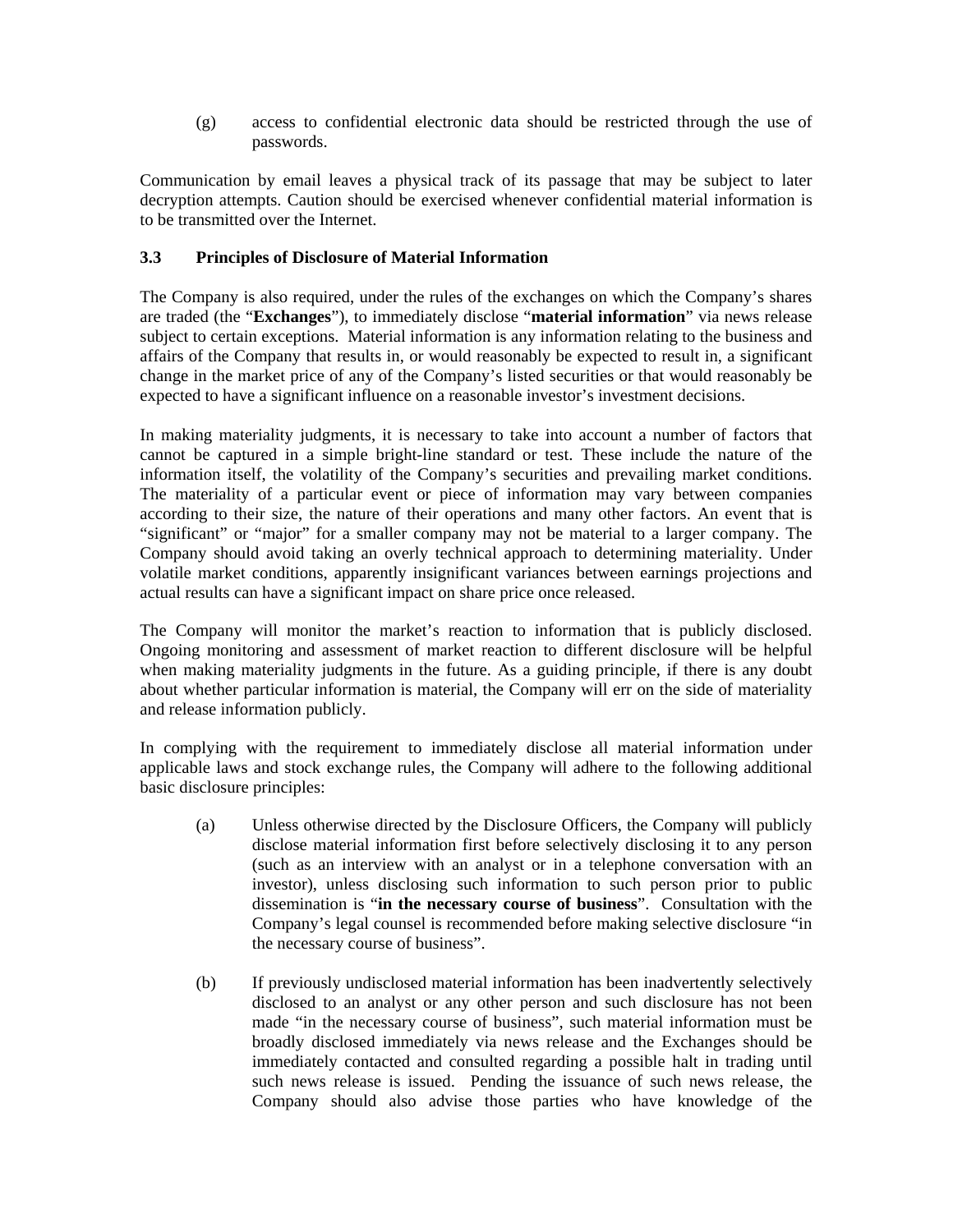(g) access to confidential electronic data should be restricted through the use of passwords.

Communication by email leaves a physical track of its passage that may be subject to later decryption attempts. Caution should be exercised whenever confidential material information is to be transmitted over the Internet.

### 3.3 Principles of Disclosure of Material Information

The Company is also required, under the rules of the exchanges on which the Company's shares are traded (the "**Exchanges**"), to immediately disclose "**material information**" via news release subject to certain exceptions. Material information is any information relating to the business and affairs of the Company that results in, or would reasonably be expected to result in, a significant change in the market price of any of the Company's listed securities or that would reasonably be expected to have a significant influence on a reasonable investor's investment decisions.

In making materiality judgments, it is necessary to take into account a number of factors that cannot be captured in a simple bright-line standard or test. These include the nature of the information itself, the volatility of the Company's securities and prevailing market conditions. The materiality of a particular event or piece of information may vary between companies according to their size, the nature of their operations and many other factors. An event that is "significant" or "major" for a smaller company may not be material to a larger company. The Company should avoid taking an overly technical approach to determining materiality. Under volatile market conditions, apparently insignificant variances between earnings projections and actual results can have a significant impact on share price once released.

The Company will monitor the market's reaction to information that is publicly disclosed. Ongoing monitoring and assessment of market reaction to different disclosure will be helpful when making materiality judgments in the future. As a guiding principle, if there is any doubt about whether particular information is material, the Company will err on the side of materiality and release information publicly.

In complying with the requirement to immediately disclose all material information under applicable laws and stock exchange rules, the Company will adhere to the following additional basic disclosure principles:

(a) Unless otherwise directed by the Disclosure Officers, the Company will publicly disclose material information first before selectively disclosing it to any person (such as an interview with an analyst or in a telephone conversation with an investor), unless disclosing such information to such person prior to public dissemination is "**in the necessary course of business**". Consultation with the Company's legal counsel is recommended before making selective disclosure "in the necessary course of business".

(b) If previously undisclosed material information has been inadvertently selectively disclosed to an analyst or any other person and such disclosure has not been made "in the necessary course of business", such material information must be broadly disclosed immediately via news release and the Exchanges should be immediately contacted and consulted regarding a possible halt in trading until such news release is issued. Pending the issuance of such news release, the Company should also advise those parties who have knowledge of the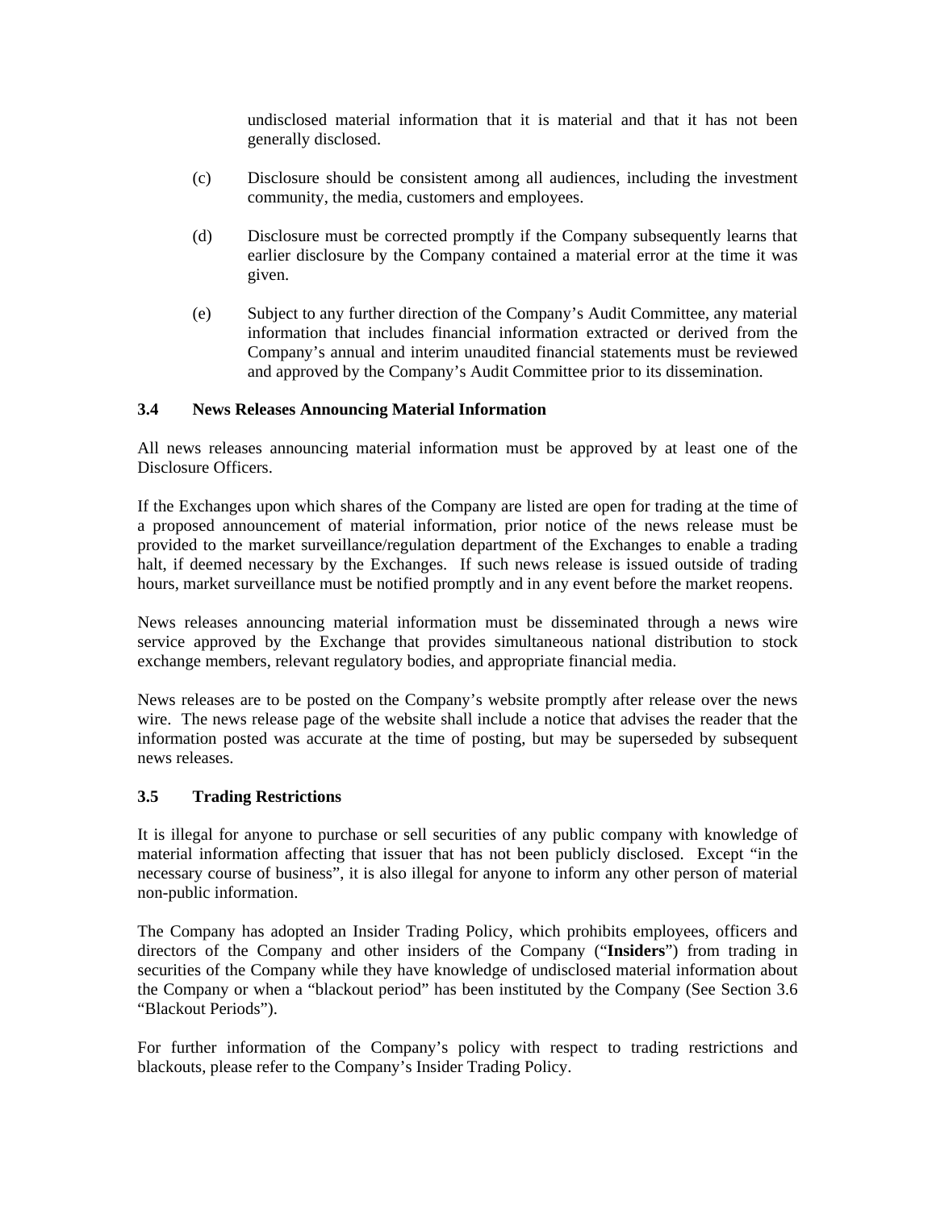undisclosed material information that it is material and that it has not been generally disclosed.

(c) Disclosure should be consistent among all audiences, including the investment community, the media, customers and employees.

(d) Disclosure must be corrected promptly if the Company subsequently learns that earlier disclosure by the Company contained a material error at the time it was given.

(e) Subject to any further direction of the Company's Audit Committee, any material information that includes financial information extracted or derived from the Company's annual and interim unaudited financial statements must be reviewed and approved by the Company's Audit Committee prior to its dissemination.

### 3.4 News Releases Announcing Material Information

All news releases announcing material information must be approved by at least one of the Disclosure Officers.

If the Exchanges upon which shares of the Company are listed are open for trading at the time of a proposed announcement of material information, prior notice of the news release must be provided to the market surveillance/regulation department of the Exchanges to enable a trading halt, if deemed necessary by the Exchanges. If such news release is issued outside of trading hours, market surveillance must be notified promptly and in any event before the market reopens.

News releases announcing material information must be disseminated through a news wire service approved by the Exchange that provides simultaneous national distribution to stock exchange members, relevant regulatory bodies, and appropriate financial media.

News releases are to be posted on the Company's website promptly after release over the news wire. The news release page of the website shall include a notice that advises the reader that the information posted was accurate at the time of posting, but may be superseded by subsequent news releases.

### 3.5 Trading Restrictions

It is illegal for anyone to purchase or sell securities of any public company with knowledge of material information affecting that issuer that has not been publicly disclosed. Except "in the necessary course of business", it is also illegal for anyone to inform any other person of material non-public information.

The Company has adopted an Insider Trading Policy, which prohibits employees, officers and directors of the Company and other insiders of the Company ("**Insiders**") from trading in securities of the Company while they have knowledge of undisclosed material information about the Company or when a "blackout period" has been instituted by the Company (See Section 3.6 "Blackout Periods").

For further information of the Company's policy with respect to trading restrictions and blackouts, please refer to the Company's Insider Trading Policy.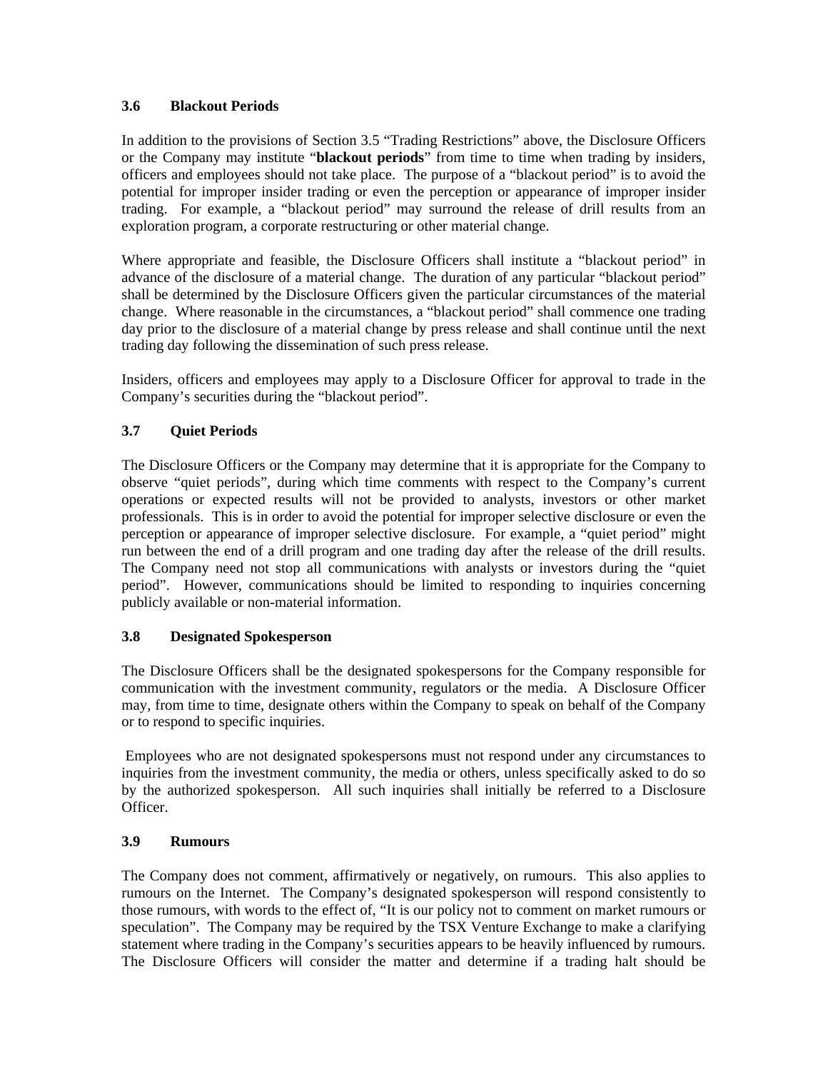### 3.6 Blackout Periods

In addition to the provisions of Section 3.5 "Trading Restrictions" above, the Disclosure Officers or the Company may institute "**blackout periods**" from time to time when trading by insiders, officers and employees should not take place. The purpose of a "blackout period" is to avoid the potential for improper insider trading or even the perception or appearance of improper insider trading. For example, a "blackout period" may surround the release of drill results from an exploration program, a corporate restructuring or other material change.

Where appropriate and feasible, the Disclosure Officers shall institute a "blackout period" in advance of the disclosure of a material change. The duration of any particular "blackout period" shall be determined by the Disclosure Officers given the particular circumstances of the material change. Where reasonable in the circumstances, a "blackout period" shall commence one trading day prior to the disclosure of a material change by press release and shall continue until the next trading day following the dissemination of such press release.

Insiders, officers and employees may apply to a Disclosure Officer for approval to trade in the Company's securities during the "blackout period".

### 3.7 Quiet Periods

The Disclosure Officers or the Company may determine that it is appropriate for the Company to observe "quiet periods", during which time comments with respect to the Company's current operations or expected results will not be provided to analysts, investors or other market professionals. This is in order to avoid the potential for improper selective disclosure or even the perception or appearance of improper selective disclosure. For example, a "quiet period" might run between the end of a drill program and one trading day after the release of the drill results. The Company need not stop all communications with analysts or investors during the "quiet period". However, communications should be limited to responding to inquiries concerning publicly available or non-material information.

### 3.8 Designated Spokesperson

The Disclosure Officers shall be the designated spokespersons for the Company responsible for communication with the investment community, regulators or the media. A Disclosure Officer may, from time to time, designate others within the Company to speak on behalf of the Company or to respond to specific inquiries.

Employees who are not designated spokespersons must not respond under any circumstances to inquiries from the investment community, the media or others, unless specifically asked to do so by the authorized spokesperson. All such inquiries shall initially be referred to a Disclosure Officer.

### 3.9 Rumours

The Company does not comment, affirmatively or negatively, on rumours. This also applies to rumours on the Internet. The Company's designated spokesperson will respond consistently to those rumours, with words to the effect of, "It is our policy not to comment on market rumours or speculation". The Company may be required by the TSX Venture Exchange to make a clarifying statement where trading in the Company's securities appears to be heavily influenced by rumours. The Disclosure Officers will consider the matter and determine if a trading halt should be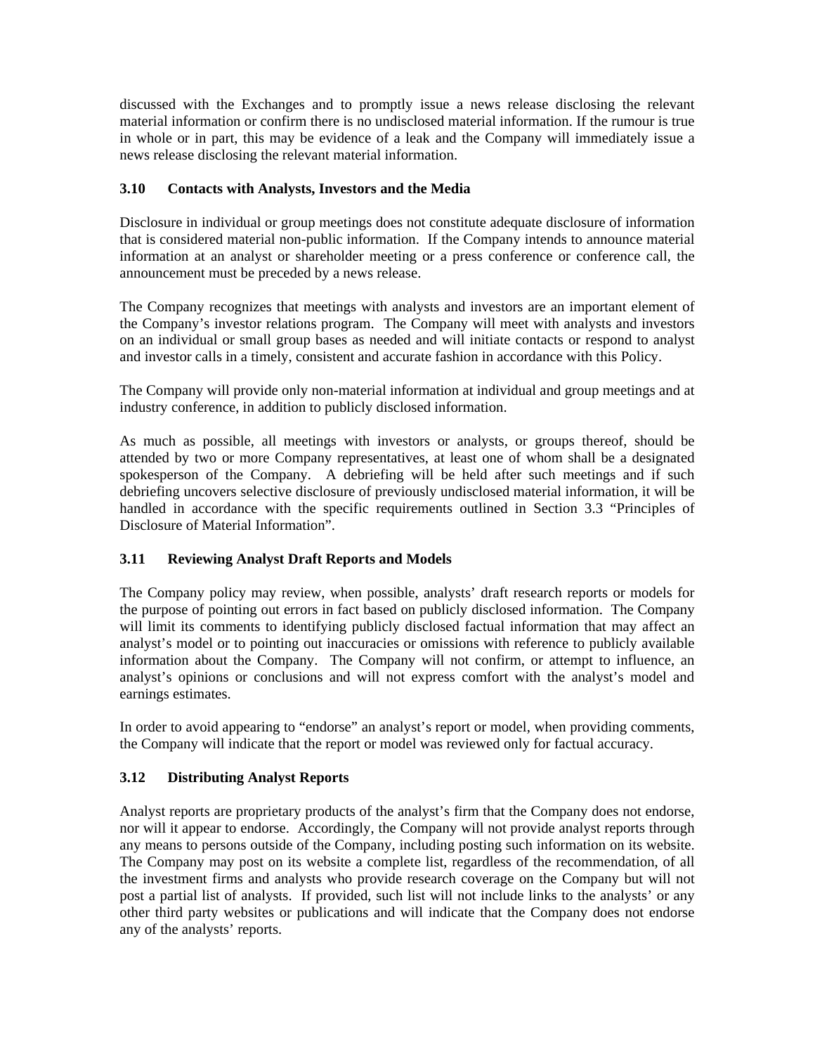discussed with the Exchanges and to promptly issue a news release disclosing the relevant material information or confirm there is no undisclosed material information. If the rumour is true in whole or in part, this may be evidence of a leak and the Company will immediately issue a news release disclosing the relevant material information.

### 3.10 Contacts with Analysts, Investors and the Media

Disclosure in individual or group meetings does not constitute adequate disclosure of information that is considered material non-public information. If the Company intends to announce material information at an analyst or shareholder meeting or a press conference or conference call, the announcement must be preceded by a news release.

The Company recognizes that meetings with analysts and investors are an important element of the Company's investor relations program. The Company will meet with analysts and investors on an individual or small group bases as needed and will initiate contacts or respond to analyst and investor calls in a timely, consistent and accurate fashion in accordance with this Policy.

The Company will provide only non-material information at individual and group meetings and at industry conference, in addition to publicly disclosed information.

As much as possible, all meetings with investors or analysts, or groups thereof, should be attended by two or more Company representatives, at least one of whom shall be a designated spokesperson of the Company. A debriefing will be held after such meetings and if such debriefing uncovers selective disclosure of previously undisclosed material information, it will be handled in accordance with the specific requirements outlined in Section 3.3 "Principles of Disclosure of Material Information".

### 3.11 Reviewing Analyst Draft Reports and Models

The Company policy may review, when possible, analysts' draft research reports or models for the purpose of pointing out errors in fact based on publicly disclosed information. The Company will limit its comments to identifying publicly disclosed factual information that may affect an analyst's model or to pointing out inaccuracies or omissions with reference to publicly available information about the Company. The Company will not confirm, or attempt to influence, an analyst's opinions or conclusions and will not express comfort with the analyst's model and earnings estimates.

In order to avoid appearing to "endorse" an analyst's report or model, when providing comments, the Company will indicate that the report or model was reviewed only for factual accuracy.

### 3.12 Distributing Analyst Reports

Analyst reports are proprietary products of the analyst's firm that the Company does not endorse, nor will it appear to endorse. Accordingly, the Company will not provide analyst reports through any means to persons outside of the Company, including posting such information on its website. The Company may post on its website a complete list, regardless of the recommendation, of all the investment firms and analysts who provide research coverage on the Company but will not post a partial list of analysts. If provided, such list will not include links to the analysts' or any other third party websites or publications and will indicate that the Company does not endorse any of the analysts' reports.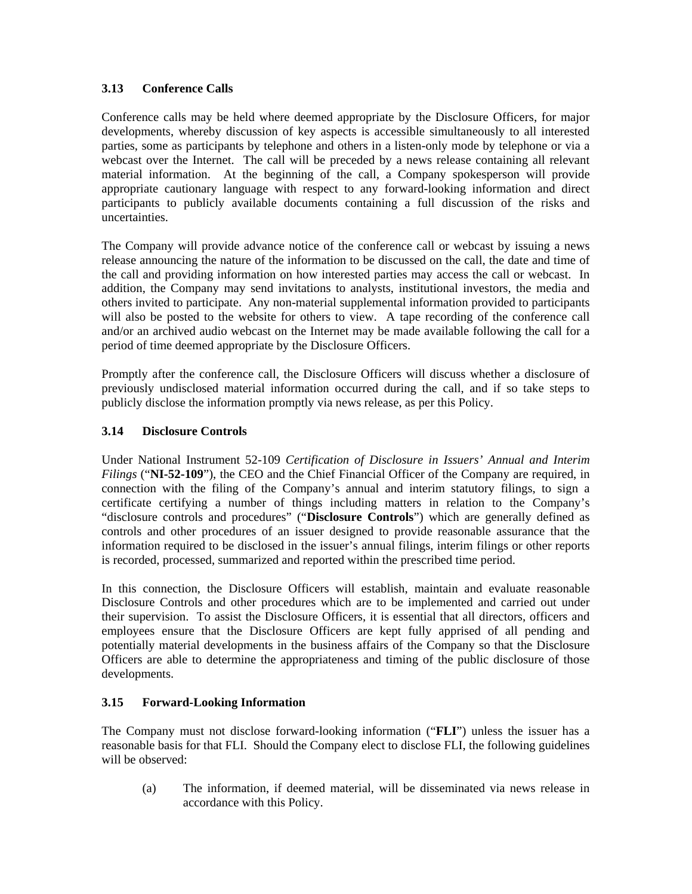### 3.13 Conference Calls

Conference calls may be held where deemed appropriate by the Disclosure Officers, for major developments, whereby discussion of key aspects is accessible simultaneously to all interested parties, some as participants by telephone and others in a listen-only mode by telephone or via a webcast over the Internet. The call will be preceded by a news release containing all relevant material information. At the beginning of the call, a Company spokesperson will provide appropriate cautionary language with respect to any forward-looking information and direct participants to publicly available documents containing a full discussion of the risks and uncertainties.

The Company will provide advance notice of the conference call or webcast by issuing a news release announcing the nature of the information to be discussed on the call, the date and time of the call and providing information on how interested parties may access the call or webcast. In addition, the Company may send invitations to analysts, institutional investors, the media and others invited to participate. Any non-material supplemental information provided to participants will also be posted to the website for others to view. A tape recording of the conference call and/or an archived audio webcast on the Internet may be made available following the call for a period of time deemed appropriate by the Disclosure Officers.

Promptly after the conference call, the Disclosure Officers will discuss whether a disclosure of previously undisclosed material information occurred during the call, and if so take steps to publicly disclose the information promptly via news release, as per this Policy.

### 3.14 Disclosure Controls

Under National Instrument 52-109 *Certification of Disclosure in Issuers' Annual and Interim Filings* ("**NI-52-109**"), the CEO and the Chief Financial Officer of the Company are required, in connection with the filing of the Company's annual and interim statutory filings, to sign a certificate certifying a number of things including matters in relation to the Company's "disclosure controls and procedures" ("**Disclosure Controls**") which are generally defined as controls and other procedures of an issuer designed to provide reasonable assurance that the information required to be disclosed in the issuer's annual filings, interim filings or other reports is recorded, processed, summarized and reported within the prescribed time period.

In this connection, the Disclosure Officers will establish, maintain and evaluate reasonable Disclosure Controls and other procedures which are to be implemented and carried out under their supervision. To assist the Disclosure Officers, it is essential that all directors, officers and employees ensure that the Disclosure Officers are kept fully apprised of all pending and potentially material developments in the business affairs of the Company so that the Disclosure Officers are able to determine the appropriateness and timing of the public disclosure of those developments.

### 3.15 Forward-Looking Information

The Company must not disclose forward-looking information ("**FLI**") unless the issuer has a reasonable basis for that FLI. Should the Company elect to disclose FLI, the following guidelines will be observed:

(a) The information, if deemed material, will be disseminated via news release in accordance with this Policy.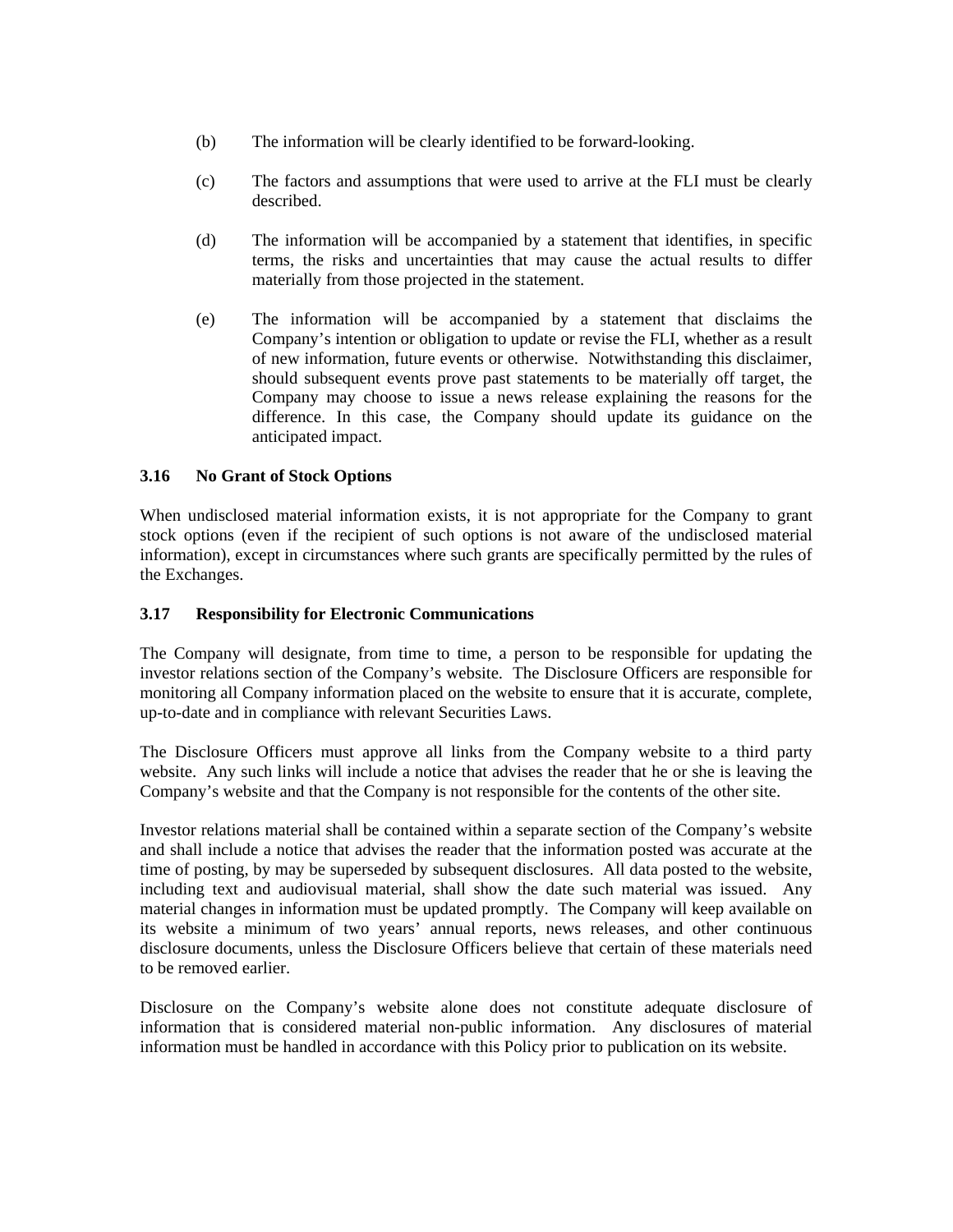(b) The information will be clearly identified to be forward-looking.

(c) The factors and assumptions that were used to arrive at the FLI must be clearly described.

(d) The information will be accompanied by a statement that identifies, in specific terms, the risks and uncertainties that may cause the actual results to differ materially from those projected in the statement.

(e) The information will be accompanied by a statement that disclaims the Company's intention or obligation to update or revise the FLI, whether as a result of new information, future events or otherwise. Notwithstanding this disclaimer, should subsequent events prove past statements to be materially off target, the Company may choose to issue a news release explaining the reasons for the difference. In this case, the Company should update its guidance on the anticipated impact.

### 3.16 No Grant of Stock Options

When undisclosed material information exists, it is not appropriate for the Company to grant stock options (even if the recipient of such options is not aware of the undisclosed material information), except in circumstances where such grants are specifically permitted by the rules of the Exchanges.

### 3.17 Responsibility for Electronic Communications

The Company will designate, from time to time, a person to be responsible for updating the investor relations section of the Company's website. The Disclosure Officers are responsible for monitoring all Company information placed on the website to ensure that it is accurate, complete, up-to-date and in compliance with relevant Securities Laws.

The Disclosure Officers must approve all links from the Company website to a third party website. Any such links will include a notice that advises the reader that he or she is leaving the Company's website and that the Company is not responsible for the contents of the other site.

Investor relations material shall be contained within a separate section of the Company's website and shall include a notice that advises the reader that the information posted was accurate at the time of posting, by may be superseded by subsequent disclosures. All data posted to the website, including text and audiovisual material, shall show the date such material was issued. Any material changes in information must be updated promptly. The Company will keep available on its website a minimum of two years' annual reports, news releases, and other continuous disclosure documents, unless the Disclosure Officers believe that certain of these materials need to be removed earlier.

Disclosure on the Company's website alone does not constitute adequate disclosure of information that is considered material non-public information. Any disclosures of material information must be handled in accordance with this Policy prior to publication on its website.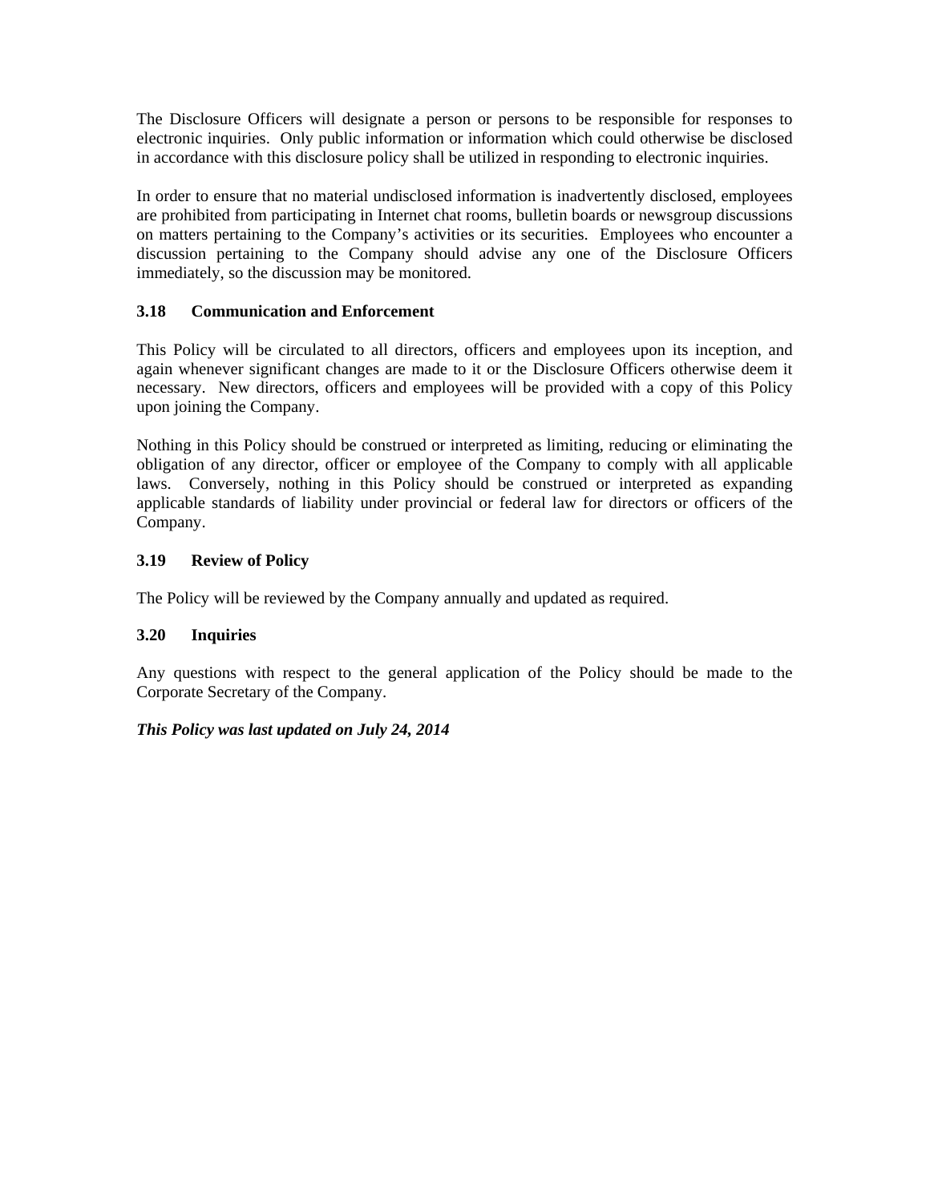The Disclosure Officers will designate a person or persons to be responsible for responses to electronic inquiries. Only public information or information which could otherwise be disclosed in accordance with this disclosure policy shall be utilized in responding to electronic inquiries.

In order to ensure that no material undisclosed information is inadvertently disclosed, employees are prohibited from participating in Internet chat rooms, bulletin boards or newsgroup discussions on matters pertaining to the Company's activities or its securities. Employees who encounter a discussion pertaining to the Company should advise any one of the Disclosure Officers immediately, so the discussion may be monitored.

### 3.18 Communication and Enforcement

This Policy will be circulated to all directors, officers and employees upon its inception, and again whenever significant changes are made to it or the Disclosure Officers otherwise deem it necessary. New directors, officers and employees will be provided with a copy of this Policy upon joining the Company.

Nothing in this Policy should be construed or interpreted as limiting, reducing or eliminating the obligation of any director, officer or employee of the Company to comply with all applicable laws. Conversely, nothing in this Policy should be construed or interpreted as expanding applicable standards of liability under provincial or federal law for directors or officers of the Company.

### 3.19 Review of Policy

The Policy will be reviewed by the Company annually and updated as required.

### 3.20 Inquiries

Any questions with respect to the general application of the Policy should be made to the Corporate Secretary of the Company.

***This Policy was last updated on July 24, 2014***